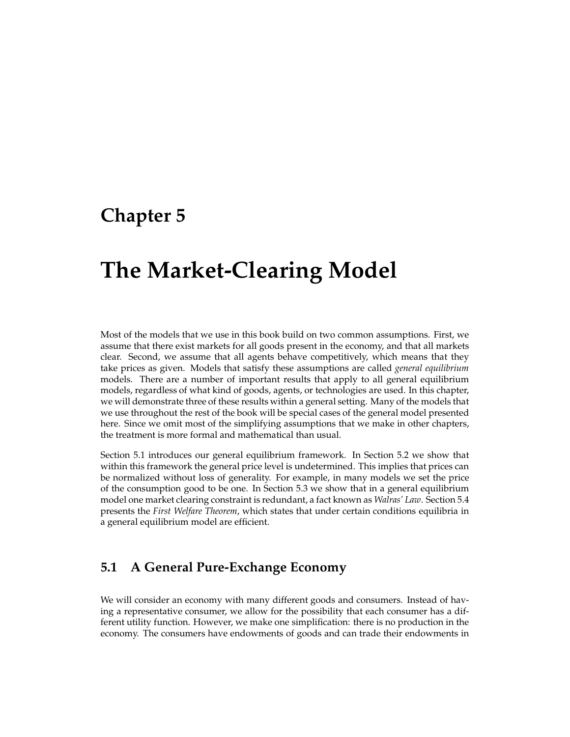# Chapter 5

# The Market-Clearing Model

Most of the models that we use in this book build on two common assumptions. First, we assume that there exist markets for all goods present in the economy, and that all markets clear. Second, we assume that all agents behave competitively, which means that they take prices as given. Models that satisfy these assumptions are called *general equilibrium* models. There are a number of important results that apply to all general equilibrium models, regardless of what kind of goods, agents, or technologies are used. In this chapter, we will demonstrate three of these results within a general setting. Many of the models that we use throughout the rest of the book will be special cases of the general model presented here. Since we omit most of the simplifying assumptions that we make in other chapters, the treatment is more formal and mathematical than usual.

Section 5.1 introduces our general equilibrium framework. In Section 5.2 we show that within this framework the general price level is undetermined. This implies that prices can be normalized without loss of generality. For example, in many models we set the price of the consumption good to be one. In Section 5.3 we show that in a general equilibrium model one market clearing constraint is redundant, a fact known as *Walras' Law*. Section 5.4 presents the *First Welfare Theorem*, which states that under certain conditions equilibria in a general equilibrium model are efficient.

## 5.1 A General Pure-Exchange Economy

We will consider an economy with many different goods and consumers. Instead of having a representative consumer, we allow for the possibility that each consumer has a different utility function. However, we make one simplification: there is no production in the economy. The consumers have endowments of goods and can trade their endowments in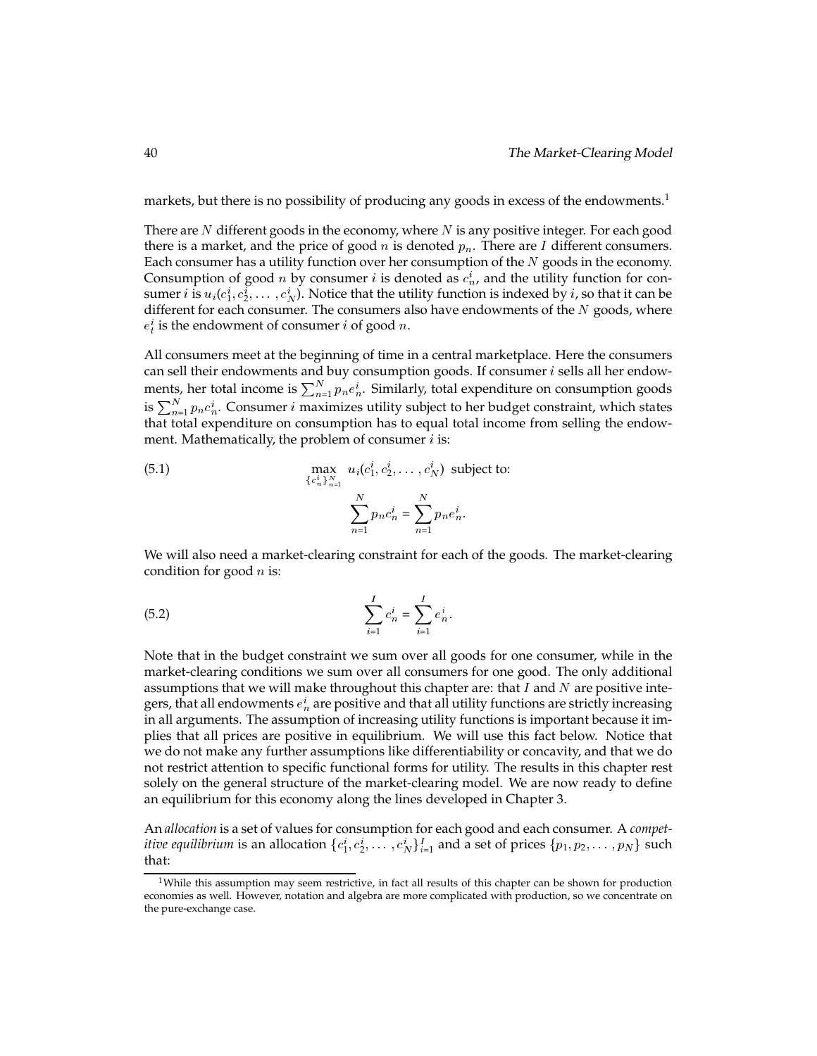markets, but there is no possibility of producing any goods in excess of the endowments.[1]

There are $N$ different goods in the economy, where $N$ is any positive integer. For each good there is a market, and the price of good $n$ is denoted $p_n$. There are $I$ different consumers. Each consumer has a utility function over her consumption of the $N$ goods in the economy. Consumption of good $n$ by consumer $i$ is denoted as $c_n^i$, and the utility function for consumer $i$ is $u_i(c_1^i, c_2^i, \ldots, c_N^i)$. Notice that the utility function is indexed by $i$, so that it can be different for each consumer. The consumers also have endowments of the $N$ goods, where $e_t^i$ is the endowment of consumer $i$ of good $n$.

All consumers meet at the beginning of time in a central marketplace. Here the consumers can sell their endowments and buy consumption goods. If consumer $i$ sells all her endowments, her total income is $\sum_{n=1}^N p_n e_n^i$. Similarly, total expenditure on consumption goods is $\sum_{n=1}^N p_n c_n^i$. Consumer $i$ maximizes utility subject to her budget constraint, which states that total expenditure on consumption has to equal total income from selling the endowment. Mathematically, the problem of consumer $i$ is:

$$\max_{\{c_n^i\}_{n=1}^N} u_i(c_1^i, c_2^i, \ldots, c_N^i) \text{ subject to:} \tag{5.1}$$
$$\sum_{n=1}^N p_n c_n^i = \sum_{n=1}^N p_n e_n^i.$$

We will also need a market-clearing constraint for each of the goods. The market-clearing condition for good $n$ is:

$$\sum_{i=1}^I c_n^i = \sum_{i=1}^I e_n^i. \tag{5.2}$$

Note that in the budget constraint we sum over all goods for one consumer, while in the market-clearing conditions we sum over all consumers for one good. The only additional assumptions that we will make throughout this chapter are: that $I$ and $N$ are positive integers, that all endowments $e_n^i$ are positive and that all utility functions are strictly increasing in all arguments. The assumption of increasing utility functions is important because it implies that all prices are positive in equilibrium. We will use this fact below. Notice that we do not make any further assumptions like differentiability or concavity, and that we do not restrict attention to specific functional forms for utility. The results in this chapter rest solely on the general structure of the market-clearing model. We are now ready to define an equilibrium for this economy along the lines developed in Chapter 3.

An *allocation* is a set of values for consumption for each good and each consumer. A *competitive equilibrium* is an allocation $\{c_1^i, c_2^i, \ldots, c_N^i\}_{i=1}^I$ and a set of prices $\{p_1, p_2, \ldots, p_N\}$ such that:

[1] While this assumption may seem restrictive, in fact all results of this chapter can be shown for production economies as well. However, notation and algebra are more complicated with production, so we concentrate on the pure-exchange case.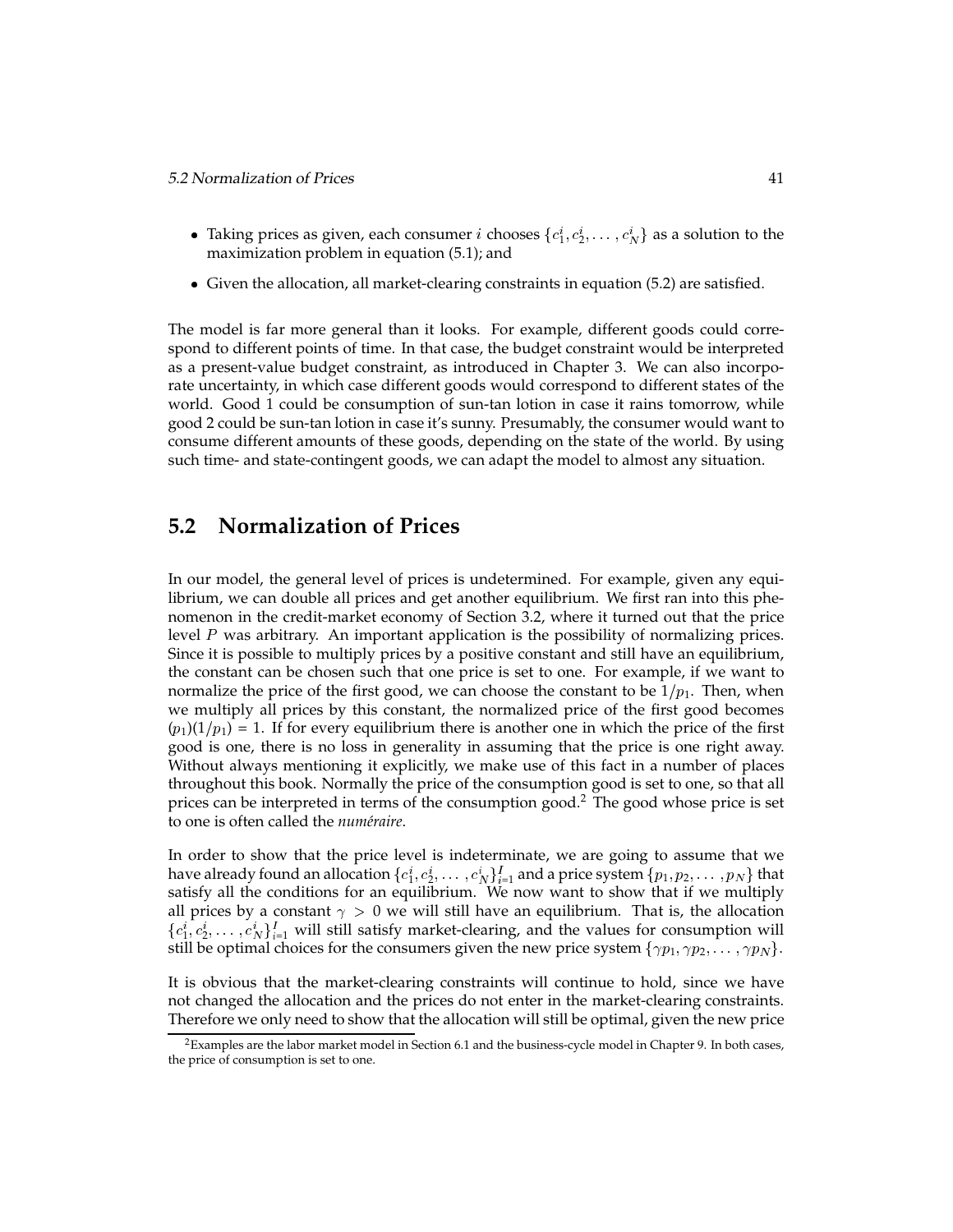- Taking prices as given, each consumer $i$ chooses $\{c_1^i, c_2^i, \ldots, c_N^i\}$ as a solution to the maximization problem in equation (5.1); and
- Given the allocation, all market-clearing constraints in equation (5.2) are satisfied.

The model is far more general than it looks. For example, different goods could correspond to different points of time. In that case, the budget constraint would be interpreted as a present-value budget constraint, as introduced in Chapter 3. We can also incorporate uncertainty, in which case different goods would correspond to different states of the world. Good 1 could be consumption of sun-tan lotion in case it rains tomorrow, while good 2 could be sun-tan lotion in case it's sunny. Presumably, the consumer would want to consume different amounts of these goods, depending on the state of the world. By using such time- and state-contingent goods, we can adapt the model to almost any situation.

## 5.2 Normalization of Prices

In our model, the general level of prices is undetermined. For example, given any equilibrium, we can double all prices and get another equilibrium. We first ran into this phenomenon in the credit-market economy of Section 3.2, where it turned out that the price level $P$ was arbitrary. An important application is the possibility of normalizing prices. Since it is possible to multiply prices by a positive constant and still have an equilibrium, the constant can be chosen such that one price is set to one. For example, if we want to normalize the price of the first good, we can choose the constant to be $1/p_1$. Then, when we multiply all prices by this constant, the normalized price of the first good becomes $(p_1)(1/p_1) = 1$. If for every equilibrium there is another one in which the price of the first good is one, there is no loss in generality in assuming that the price is one right away. Without always mentioning it explicitly, we make use of this fact in a number of places throughout this book. Normally the price of the consumption good is set to one, so that all prices can be interpreted in terms of the consumption good.[2] The good whose price is set to one is often called the *numéraire*.

In order to show that the price level is indeterminate, we are going to assume that we have already found an allocation $\{c_1^i, c_2^i, \ldots, c_N^i\}_{i=1}^I$ and a price system $\{p_1, p_2, \ldots, p_N\}$ that satisfy all the conditions for an equilibrium. We now want to show that if we multiply all prices by a constant $\gamma > 0$ we will still have an equilibrium. That is, the allocation $\{c_1^i, c_2^i, \ldots, c_N^i\}_{i=1}^I$ will still satisfy market-clearing, and the values for consumption will still be optimal choices for the consumers given the new price system $\{\gamma p_1, \gamma p_2, \ldots, \gamma p_N\}$.

It is obvious that the market-clearing constraints will continue to hold, since we have not changed the allocation and the prices do not enter in the market-clearing constraints. Therefore we only need to show that the allocation will still be optimal, given the new price

[2] Examples are the labor market model in Section 6.1 and the business-cycle model in Chapter 9. In both cases, the price of consumption is set to one.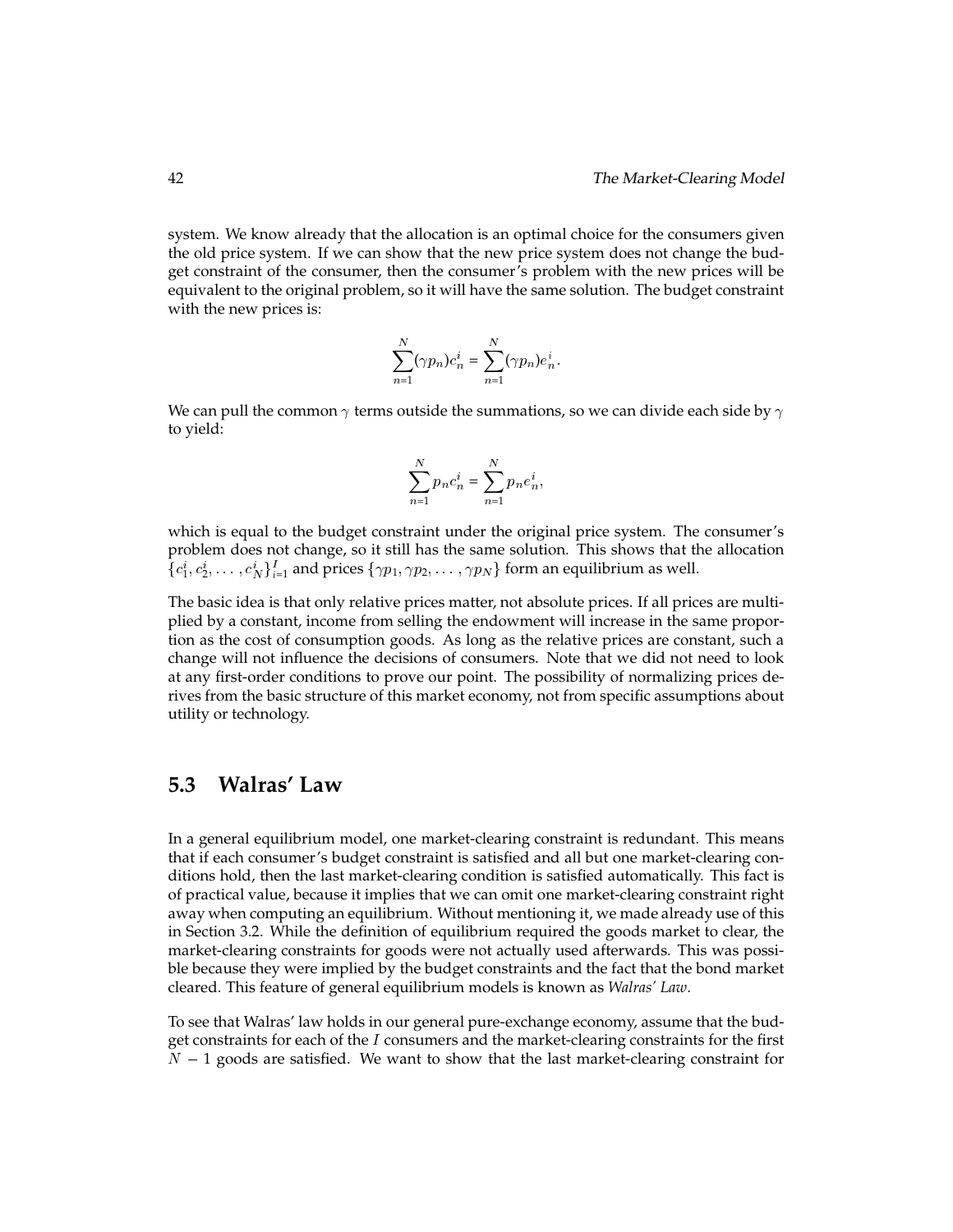system. We know already that the allocation is an optimal choice for the consumers given the old price system. If we can show that the new price system does not change the budget constraint of the consumer, then the consumer's problem with the new prices will be equivalent to the original problem, so it will have the same solution. The budget constraint with the new prices is:

$$\sum_{n=1}^{N} (\gamma p_n) c_n^i = \sum_{n=1}^{N} (\gamma p_n) e_n^i.$$

We can pull the common $\gamma$ terms outside the summations, so we can divide each side by $\gamma$ to yield:

$$\sum_{n=1}^{N} p_n c_n^i = \sum_{n=1}^{N} p_n e_n^i,$$

which is equal to the budget constraint under the original price system. The consumer's problem does not change, so it still has the same solution. This shows that the allocation $\{c_1^i, c_2^i, \ldots, c_N^i\}_{i=1}^I$ and prices $\{\gamma p_1, \gamma p_2, \ldots, \gamma p_N\}$ form an equilibrium as well.

The basic idea is that only relative prices matter, not absolute prices. If all prices are multiplied by a constant, income from selling the endowment will increase in the same proportion as the cost of consumption goods. As long as the relative prices are constant, such a change will not influence the decisions of consumers. Note that we did not need to look at any first-order conditions to prove our point. The possibility of normalizing prices derives from the basic structure of this market economy, not from specific assumptions about utility or technology.

## 5.3 Walras' Law

In a general equilibrium model, one market-clearing constraint is redundant. This means that if each consumer's budget constraint is satisfied and all but one market-clearing conditions hold, then the last market-clearing condition is satisfied automatically. This fact is of practical value, because it implies that we can omit one market-clearing constraint right away when computing an equilibrium. Without mentioning it, we made already use of this in Section 3.2. While the definition of equilibrium required the goods market to clear, the market-clearing constraints for goods were not actually used afterwards. This was possible because they were implied by the budget constraints and the fact that the bond market cleared. This feature of general equilibrium models is known as *Walras' Law*.

To see that Walras' law holds in our general pure-exchange economy, assume that the budget constraints for each of the $I$ consumers and the market-clearing constraints for the first $N - 1$ goods are satisfied. We want to show that the last market-clearing constraint for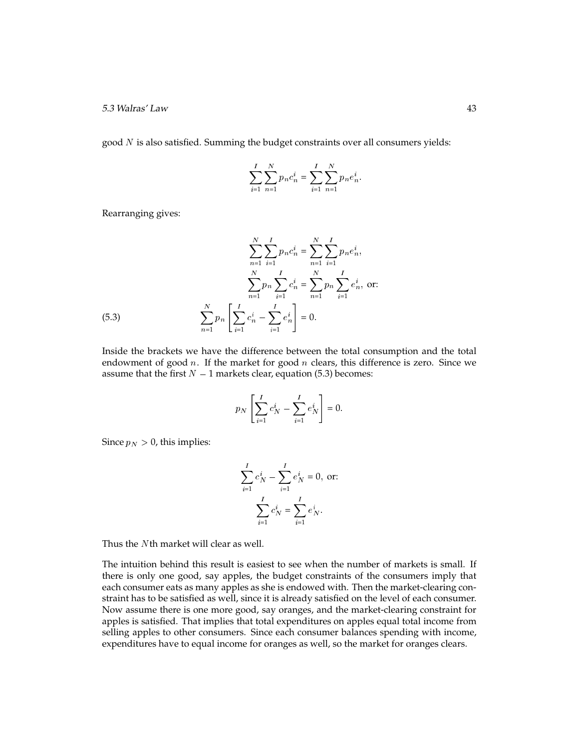good $N$ is also satisfied. Summing the budget constraints over all consumers yields:

$$\sum_{i=1}^{I}\sum_{n=1}^{N} p_n c_n^i = \sum_{i=1}^{I}\sum_{n=1}^{N} p_n e_n^i.$$

Rearranging gives:

$$\sum_{n=1}^{N}\sum_{i=1}^{I} p_n c_n^i = \sum_{n=1}^{N}\sum_{i=1}^{I} p_n e_n^i,$$

$$\sum_{n=1}^{N} p_n \sum_{i=1}^{I} c_n^i = \sum_{n=1}^{N} p_n \sum_{i=1}^{I} e_n^i, \text{ or:}$$

$$\sum_{n=1}^{N} p_n \left[\sum_{i=1}^{I} c_n^i - \sum_{i=1}^{I} e_n^i\right] = 0. \tag{5.3}$$

Inside the brackets we have the difference between the total consumption and the total endowment of good $n$. If the market for good $n$ clears, this difference is zero. Since we assume that the first $N-1$ markets clear, equation (5.3) becomes:

$$p_N \left[\sum_{i=1}^{I} c_N^i - \sum_{i=1}^{I} e_N^i\right] = 0.$$

Since $p_N > 0$, this implies:

$$\sum_{i=1}^{I} c_N^i - \sum_{i=1}^{I} e_N^i = 0, \text{ or:}$$

$$\sum_{i=1}^{I} c_N^i = \sum_{i=1}^{I} e_N^i.$$

Thus the $N$th market will clear as well.

The intuition behind this result is easiest to see when the number of markets is small. If there is only one good, say apples, the budget constraints of the consumers imply that each consumer eats as many apples as she is endowed with. Then the market-clearing constraint has to be satisfied as well, since it is already satisfied on the level of each consumer. Now assume there is one more good, say oranges, and the market-clearing constraint for apples is satisfied. That implies that total expenditures on apples equal total income from selling apples to other consumers. Since each consumer balances spending with income, expenditures have to equal income for oranges as well, so the market for oranges clears.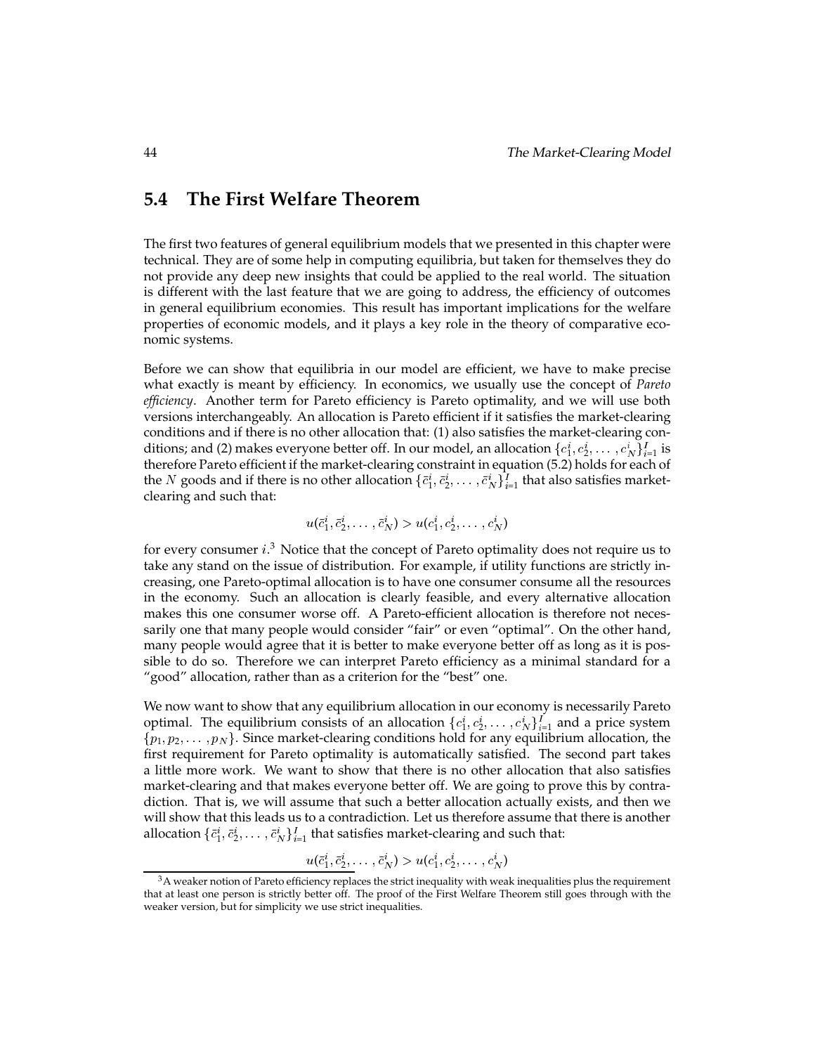## 5.4 The First Welfare Theorem

The first two features of general equilibrium models that we presented in this chapter were technical. They are of some help in computing equilibria, but taken for themselves they do not provide any deep new insights that could be applied to the real world. The situation is different with the last feature that we are going to address, the efficiency of outcomes in general equilibrium economies. This result has important implications for the welfare properties of economic models, and it plays a key role in the theory of comparative economic systems.

Before we can show that equilibria in our model are efficient, we have to make precise what exactly is meant by efficiency. In economics, we usually use the concept of *Pareto efficiency*. Another term for Pareto efficiency is Pareto optimality, and we will use both versions interchangeably. An allocation is Pareto efficient if it satisfies the market-clearing conditions and if there is no other allocation that: (1) also satisfies the market-clearing conditions; and (2) makes everyone better off. In our model, an allocation $\{c_1^i, c_2^i, \ldots, c_N^i\}_{i=1}^I$ is therefore Pareto efficient if the market-clearing constraint in equation (5.2) holds for each of the $N$ goods and if there is no other allocation $\{\bar{c}_1^i, \bar{c}_2^i, \ldots, \bar{c}_N^i\}_{i=1}^I$ that also satisfies market-clearing and such that:

$$u(\bar{c}_1^i, \bar{c}_2^i, \ldots, \bar{c}_N^i) > u(c_1^i, c_2^i, \ldots, c_N^i)$$

for every consumer $i$.[3] Notice that the concept of Pareto optimality does not require us to take any stand on the issue of distribution. For example, if utility functions are strictly increasing, one Pareto-optimal allocation is to have one consumer consume all the resources in the economy. Such an allocation is clearly feasible, and every alternative allocation makes this one consumer worse off. A Pareto-efficient allocation is therefore not necessarily one that many people would consider "fair" or even "optimal". On the other hand, many people would agree that it is better to make everyone better off as long as it is possible to do so. Therefore we can interpret Pareto efficiency as a minimal standard for a "good" allocation, rather than as a criterion for the "best" one.

We now want to show that any equilibrium allocation in our economy is necessarily Pareto optimal. The equilibrium consists of an allocation $\{c_1^i, c_2^i, \ldots, c_N^i\}_{i=1}^I$ and a price system $\{p_1, p_2, \ldots, p_N\}$. Since market-clearing conditions hold for any equilibrium allocation, the first requirement for Pareto optimality is automatically satisfied. The second part takes a little more work. We want to show that there is no other allocation that also satisfies market-clearing and that makes everyone better off. We are going to prove this by contradiction. That is, we will assume that such a better allocation actually exists, and then we will show that this leads us to a contradiction. Let us therefore assume that there is another allocation $\{\bar{c}_1^i, \bar{c}_2^i, \ldots, \bar{c}_N^i\}_{i=1}^I$ that satisfies market-clearing and such that:

$$u(\bar{c}_1^i, \bar{c}_2^i, \ldots, \bar{c}_N^i) > u(c_1^i, c_2^i, \ldots, c_N^i)$$

[3] A weaker notion of Pareto efficiency replaces the strict inequality with weak inequalities plus the requirement that at least one person is strictly better off. The proof of the First Welfare Theorem still goes through with the weaker version, but for simplicity we use strict inequalities.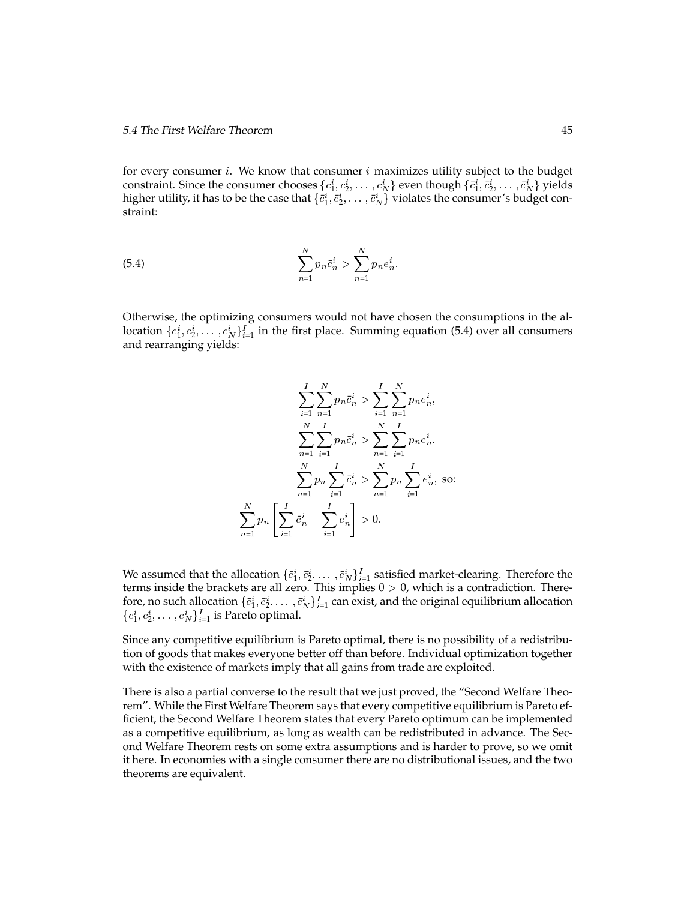for every consumer $i$. We know that consumer $i$ maximizes utility subject to the budget constraint. Since the consumer chooses $\{c_1^i, c_2^i, \ldots, c_N^i\}$ even though $\{\bar{c}_1^i, \bar{c}_2^i, \ldots, \bar{c}_N^i\}$ yields higher utility, it has to be the case that $\{\bar{c}_1^i, \bar{c}_2^i, \ldots, \bar{c}_N^i\}$ violates the consumer's budget constraint:

$$\sum_{n=1}^{N} p_n \bar{c}_n^i > \sum_{n=1}^{N} p_n e_n^i. \tag{5.4}$$

Otherwise, the optimizing consumers would not have chosen the consumptions in the allocation $\{c_1^i, c_2^i, \ldots, c_N^i\}_{i=1}^I$ in the first place. Summing equation (5.4) over all consumers and rearranging yields:

$$\sum_{i=1}^{I} \sum_{n=1}^{N} p_n \bar{c}_n^i > \sum_{i=1}^{I} \sum_{n=1}^{N} p_n e_n^i,$$

$$\sum_{n=1}^{N} \sum_{i=1}^{I} p_n \bar{c}_n^i > \sum_{n=1}^{N} \sum_{i=1}^{I} p_n e_n^i,$$

$$\sum_{n=1}^{N} p_n \sum_{i=1}^{I} \bar{c}_n^i > \sum_{n=1}^{N} p_n \sum_{i=1}^{I} e_n^i, \text{ so:}$$

$$\sum_{n=1}^{N} p_n \left[ \sum_{i=1}^{I} \bar{c}_n^i - \sum_{i=1}^{I} e_n^i \right] > 0.$$

We assumed that the allocation $\{\bar{c}_1^i, \bar{c}_2^i, \ldots, \bar{c}_N^i\}_{i=1}^I$ satisfied market-clearing. Therefore the terms inside the brackets are all zero. This implies $0 > 0$, which is a contradiction. Therefore, no such allocation $\{\bar{c}_1^i, \bar{c}_2^i, \ldots, \bar{c}_N^i\}_{i=1}^I$ can exist, and the original equilibrium allocation $\{c_1^i, c_2^i, \ldots, c_N^i\}_{i=1}^I$ is Pareto optimal.

Since any competitive equilibrium is Pareto optimal, there is no possibility of a redistribution of goods that makes everyone better off than before. Individual optimization together with the existence of markets imply that all gains from trade are exploited.

There is also a partial converse to the result that we just proved, the "Second Welfare Theorem". While the First Welfare Theorem says that every competitive equilibrium is Pareto efficient, the Second Welfare Theorem states that every Pareto optimum can be implemented as a competitive equilibrium, as long as wealth can be redistributed in advance. The Second Welfare Theorem rests on some extra assumptions and is harder to prove, so we omit it here. In economies with a single consumer there are no distributional issues, and the two theorems are equivalent.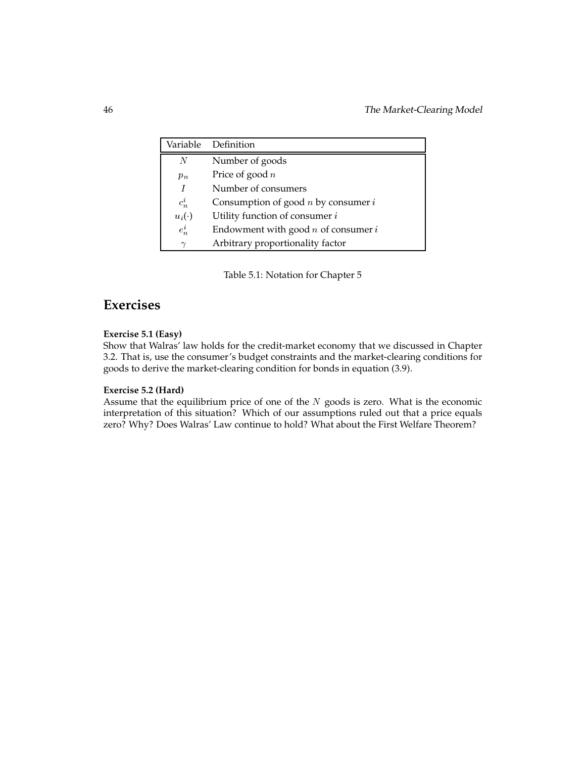| Variable | Definition |
|---|---|
| $N$ | Number of goods |
| $p_n$ | Price of good $n$ |
| $I$ | Number of consumers |
| $c_n^i$ | Consumption of good $n$ by consumer $i$ |
| $u_i(\cdot)$ | Utility function of consumer $i$ |
| $e_n^i$ | Endowment with good $n$ of consumer $i$ |
| $\gamma$ | Arbitrary proportionality factor |

Table 5.1: Notation for Chapter 5

## Exercises

**Exercise 5.1 (Easy)**
Show that Walras' law holds for the credit-market economy that we discussed in Chapter 3.2. That is, use the consumer's budget constraints and the market-clearing conditions for goods to derive the market-clearing condition for bonds in equation (3.9).

**Exercise 5.2 (Hard)**
Assume that the equilibrium price of one of the $N$ goods is zero. What is the economic interpretation of this situation? Which of our assumptions ruled out that a price equals zero? Why? Does Walras' Law continue to hold? What about the First Welfare Theorem?